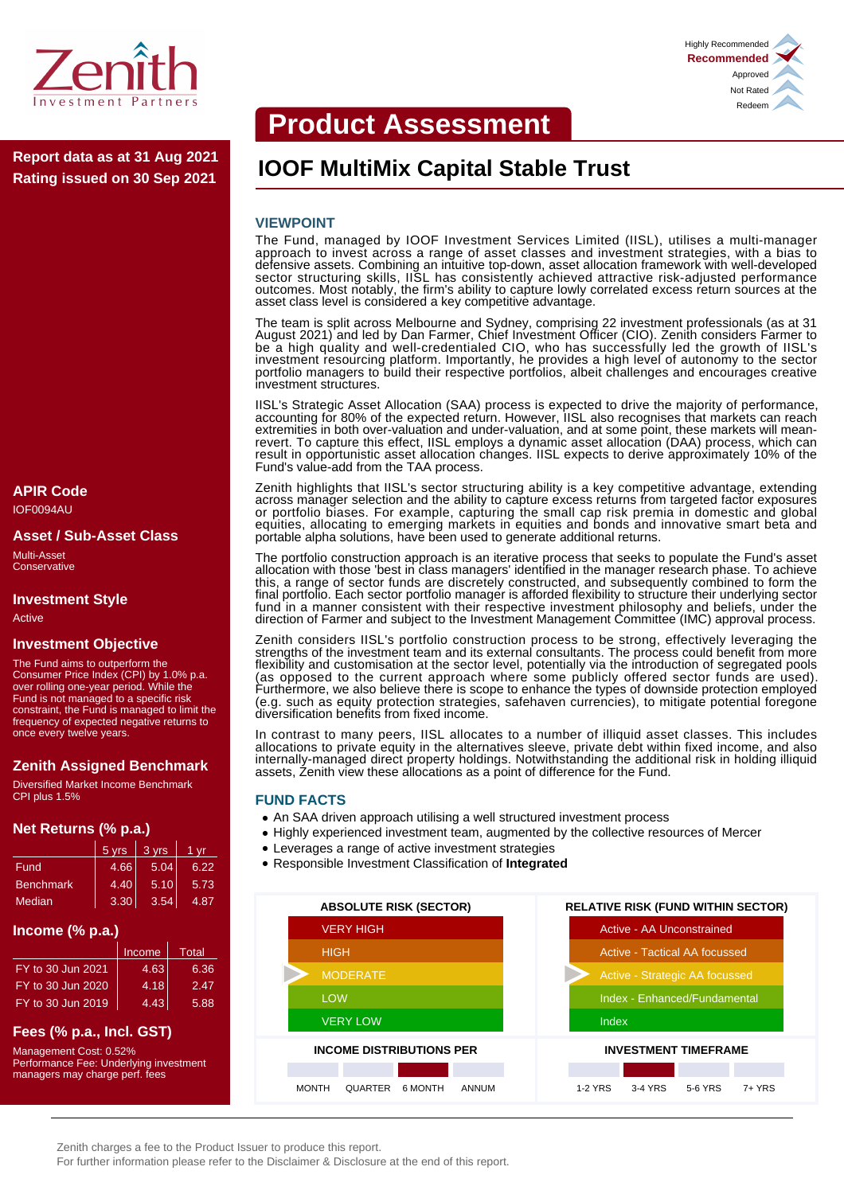Zenith Investment Partners

Highly Recommended
**Recommended** ✓
Approved
Not Rated
Redeem

# Product Assessment

## IOOF MultiMix Capital Stable Trust

**Report data as at 31 Aug 2021**
**Rating issued on 30 Sep 2021**

### APIR Code

IOF0094AU

### Asset / Sub-Asset Class

Multi-Asset
Conservative

### Investment Style

Active

### Investment Objective

The Fund aims to outperform the Consumer Price Index (CPI) by 1.0% p.a. over rolling one-year period. While the Fund is not managed to a specific risk constraint, the Fund is managed to limit the frequency of expected negative returns to once every twelve years.

### Zenith Assigned Benchmark

Diversified Market Income Benchmark
CPI plus 1.5%

### Net Returns (% p.a.)

| | 5 yrs | 3 yrs | 1 yr |
|---|---|---|---|
| Fund | 4.66 | 5.04 | 6.22 |
| Benchmark | 4.40 | 5.10 | 5.73 |
| Median | 3.30 | 3.54 | 4.87 |

### Income (% p.a.)

| | Income | Total |
|---|---|---|
| FY to 30 Jun 2021 | 4.63 | 6.36 |
| FY to 30 Jun 2020 | 4.18 | 2.47 |
| FY to 30 Jun 2019 | 4.43 | 5.88 |

### Fees (% p.a., Incl. GST)

Management Cost: 0.52%
Performance Fee: Underlying investment managers may charge perf. fees

### VIEWPOINT

The Fund, managed by IOOF Investment Services Limited (IISL), utilises a multi-manager approach to invest across a range of asset classes and investment strategies, with a bias to defensive assets. Combining an intuitive top-down, asset allocation framework with well-developed sector structuring skills, IISL has consistently achieved attractive risk-adjusted performance outcomes. Most notably, the firm's ability to capture lowly correlated excess return sources at the asset class level is considered a key competitive advantage.

The team is split across Melbourne and Sydney, comprising 22 investment professionals (as at 31 August 2021) and led by Dan Farmer, Chief Investment Officer (CIO). Zenith considers Farmer to be a high quality and well-credentialed CIO, who has successfully led the growth of IISL's investment resourcing platform. Importantly, he provides a high level of autonomy to the sector portfolio managers to build their respective portfolios, albeit challenges and encourages creative investment structures.

IISL's Strategic Asset Allocation (SAA) process is expected to drive the majority of performance, accounting for 80% of the expected return. However, IISL also recognises that markets can reach extremities in both over-valuation and under-valuation, and at some point, these markets will mean-revert. To capture this effect, IISL employs a dynamic asset allocation (DAA) process, which can result in opportunistic asset allocation changes. IISL expects to derive approximately 10% of the Fund's value-add from the TAA process.

Zenith highlights that IISL's sector structuring ability is a key competitive advantage, extending across manager selection and the ability to capture excess returns from targeted factor exposures or portfolio biases. For example, capturing the small cap risk premia in domestic and global equities, allocating to emerging markets in equities and bonds and innovative smart beta and portable alpha solutions, have been used to generate additional returns.

The portfolio construction approach is an iterative process that seeks to populate the Fund's asset allocation with those 'best in class managers' identified in the manager research phase. To achieve this, a range of sector funds are discretely constructed, and subsequently combined to form the final portfolio. Each sector portfolio manager is afforded flexibility to structure their underlying sector fund in a manner consistent with their respective investment philosophy and beliefs, under the direction of Farmer and subject to the Investment Management Committee (IMC) approval process.

Zenith considers IISL's portfolio construction process to be strong, effectively leveraging the strengths of the investment team and its external consultants. The process could benefit from more flexibility and customisation at the sector level, potentially via the introduction of segregated pools (as opposed to the current approach where some publicly offered sector funds are used). Furthermore, we also believe there is scope to enhance the types of downside protection employed (e.g. such as equity protection strategies, safehaven currencies), to mitigate potential foregone diversification benefits from fixed income.

In contrast to many peers, IISL allocates to a number of illiquid asset classes. This includes allocations to private equity in the alternatives sleeve, private debt within fixed income, and also internally-managed direct property holdings. Notwithstanding the additional risk in holding illiquid assets, Zenith view these allocations as a point of difference for the Fund.

### FUND FACTS

- An SAA driven approach utilising a well structured investment process
- Highly experienced investment team, augmented by the collective resources of Mercer
- Leverages a range of active investment strategies
- Responsible Investment Classification of **Integrated**

| ABSOLUTE RISK (SECTOR) | RELATIVE RISK (FUND WITHIN SECTOR) |
|---|---|
| VERY HIGH | Active - AA Unconstrained |
| HIGH | Active - Tactical AA focussed |
| ▶ MODERATE | ▶ Active - Strategic AA focussed |
| LOW | Index - Enhanced/Fundamental |
| VERY LOW | Index |

**INCOME DISTRIBUTIONS PER:** MONTH | QUARTER | **6 MONTH** (selected) | ANNUM

**INVESTMENT TIMEFRAME:** 1-2 YRS | **3-4 YRS** (selected) | 5-6 YRS | 7+ YRS

Zenith charges a fee to the Product Issuer to produce this report.
For further information please refer to the Disclaimer & Disclosure at the end of this report.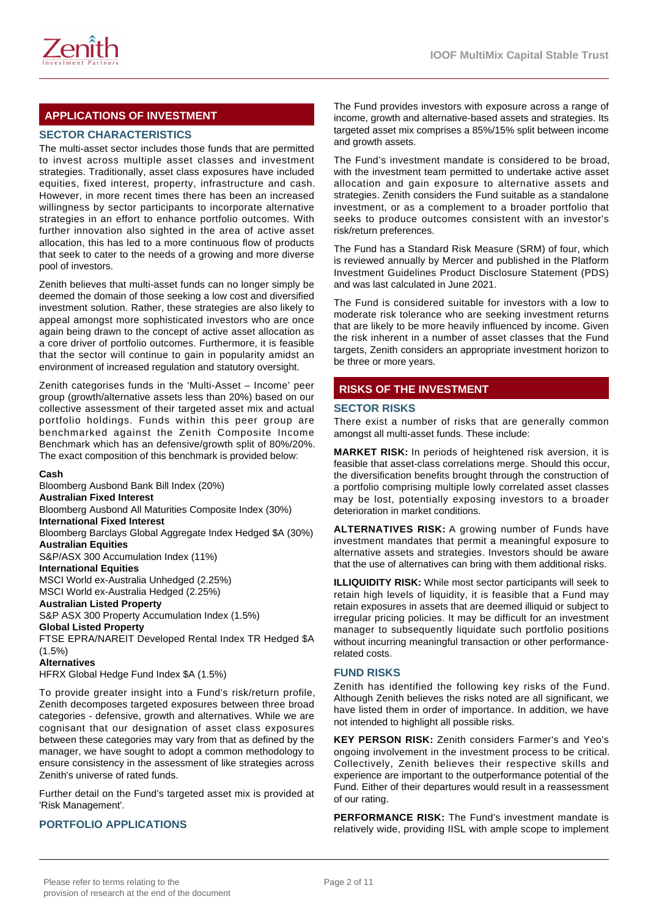## APPLICATIONS OF INVESTMENT

### SECTOR CHARACTERISTICS

The multi-asset sector includes those funds that are permitted to invest across multiple asset classes and investment strategies. Traditionally, asset class exposures have included equities, fixed interest, property, infrastructure and cash. However, in more recent times there has been an increased willingness by sector participants to incorporate alternative strategies in an effort to enhance portfolio outcomes. With further innovation also sighted in the area of active asset allocation, this has led to a more continuous flow of products that seek to cater to the needs of a growing and more diverse pool of investors.

Zenith believes that multi-asset funds can no longer simply be deemed the domain of those seeking a low cost and diversified investment solution. Rather, these strategies are also likely to appeal amongst more sophisticated investors who are once again being drawn to the concept of active asset allocation as a core driver of portfolio outcomes. Furthermore, it is feasible that the sector will continue to gain in popularity amidst an environment of increased regulation and statutory oversight.

Zenith categorises funds in the 'Multi-Asset – Income' peer group (growth/alternative assets less than 20%) based on our collective assessment of their targeted asset mix and actual portfolio holdings. Funds within this peer group are benchmarked against the Zenith Composite Income Benchmark which has an defensive/growth split of 80%/20%. The exact composition of this benchmark is provided below:

**Cash**
Bloomberg Ausbond Bank Bill Index (20%)
**Australian Fixed Interest**
Bloomberg Ausbond All Maturities Composite Index (30%)
**International Fixed Interest**
Bloomberg Barclays Global Aggregate Index Hedged $A (30%)
**Australian Equities**
S&P/ASX 300 Accumulation Index (11%)
**International Equities**
MSCI World ex-Australia Unhedged (2.25%)
MSCI World ex-Australia Hedged (2.25%)
**Australian Listed Property**
S&P ASX 300 Property Accumulation Index (1.5%)
**Global Listed Property**
FTSE EPRA/NAREIT Developed Rental Index TR Hedged $A (1.5%)
**Alternatives**
HFRX Global Hedge Fund Index $A (1.5%)

To provide greater insight into a Fund's risk/return profile, Zenith decomposes targeted exposures between three broad categories - defensive, growth and alternatives. While we are cognisant that our designation of asset class exposures between these categories may vary from that as defined by the manager, we have sought to adopt a common methodology to ensure consistency in the assessment of like strategies across Zenith's universe of rated funds.

Further detail on the Fund's targeted asset mix is provided at 'Risk Management'.

### PORTFOLIO APPLICATIONS

The Fund provides investors with exposure across a range of income, growth and alternative-based assets and strategies. Its targeted asset mix comprises a 85%/15% split between income and growth assets.

The Fund's investment mandate is considered to be broad, with the investment team permitted to undertake active asset allocation and gain exposure to alternative assets and strategies. Zenith considers the Fund suitable as a standalone investment, or as a complement to a broader portfolio that seeks to produce outcomes consistent with an investor's risk/return preferences.

The Fund has a Standard Risk Measure (SRM) of four, which is reviewed annually by Mercer and published in the Platform Investment Guidelines Product Disclosure Statement (PDS) and was last calculated in June 2021.

The Fund is considered suitable for investors with a low to moderate risk tolerance who are seeking investment returns that are likely to be more heavily influenced by income. Given the risk inherent in a number of asset classes that the Fund targets, Zenith considers an appropriate investment horizon to be three or more years.

## RISKS OF THE INVESTMENT

### SECTOR RISKS

There exist a number of risks that are generally common amongst all multi-asset funds. These include:

**MARKET RISK:** In periods of heightened risk aversion, it is feasible that asset-class correlations merge. Should this occur, the diversification benefits brought through the construction of a portfolio comprising multiple lowly correlated asset classes may be lost, potentially exposing investors to a broader deterioration in market conditions.

**ALTERNATIVES RISK:** A growing number of Funds have investment mandates that permit a meaningful exposure to alternative assets and strategies. Investors should be aware that the use of alternatives can bring with them additional risks.

**ILLIQUIDITY RISK:** While most sector participants will seek to retain high levels of liquidity, it is feasible that a Fund may retain exposures in assets that are deemed illiquid or subject to irregular pricing policies. It may be difficult for an investment manager to subsequently liquidate such portfolio positions without incurring meaningful transaction or other performance-related costs.

### FUND RISKS

Zenith has identified the following key risks of the Fund. Although Zenith believes the risks noted are all significant, we have listed them in order of importance. In addition, we have not intended to highlight all possible risks.

**KEY PERSON RISK:** Zenith considers Farmer's and Yeo's ongoing involvement in the investment process to be critical. Collectively, Zenith believes their respective skills and experience are important to the outperformance potential of the Fund. Either of their departures would result in a reassessment of our rating.

**PERFORMANCE RISK:** The Fund's investment mandate is relatively wide, providing IISL with ample scope to implement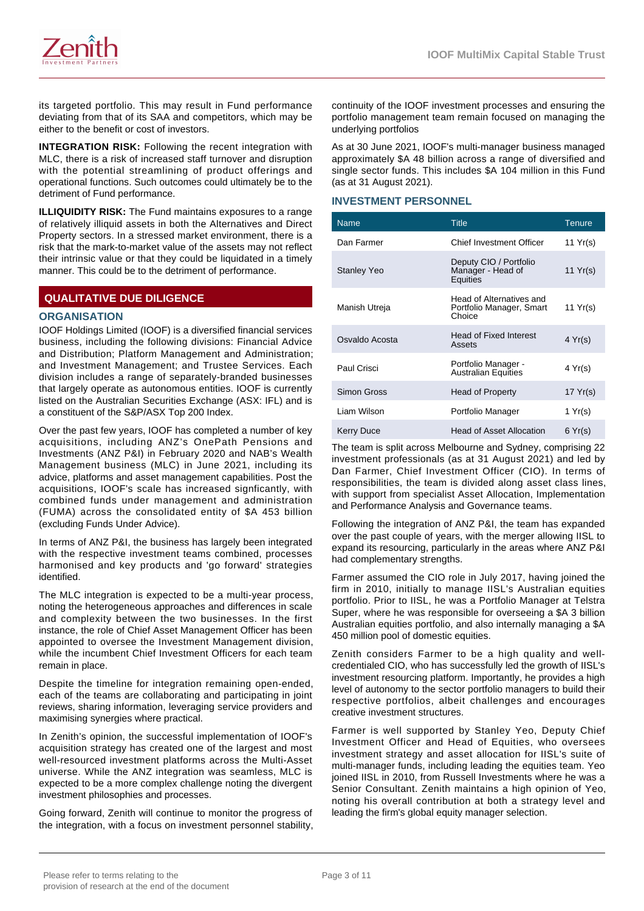its targeted portfolio. This may result in Fund performance deviating from that of its SAA and competitors, which may be either to the benefit or cost of investors.

**INTEGRATION RISK:** Following the recent integration with MLC, there is a risk of increased staff turnover and disruption with the potential streamlining of product offerings and operational functions. Such outcomes could ultimately be to the detriment of Fund performance.

**ILLIQUIDITY RISK:** The Fund maintains exposures to a range of relatively illiquid assets in both the Alternatives and Direct Property sectors. In a stressed market environment, there is a risk that the mark-to-market value of the assets may not reflect their intrinsic value or that they could be liquidated in a timely manner. This could be to the detriment of performance.

## QUALITATIVE DUE DILIGENCE

### ORGANISATION

IOOF Holdings Limited (IOOF) is a diversified financial services business, including the following divisions: Financial Advice and Distribution; Platform Management and Administration; and Investment Management; and Trustee Services. Each division includes a range of separately-branded businesses that largely operate as autonomous entities. IOOF is currently listed on the Australian Securities Exchange (ASX: IFL) and is a constituent of the S&P/ASX Top 200 Index.

Over the past few years, IOOF has completed a number of key acquisitions, including ANZ's OnePath Pensions and Investments (ANZ P&I) in February 2020 and NAB's Wealth Management business (MLC) in June 2021, including its advice, platforms and asset management capabilities. Post the acquisitions, IOOF's scale has increased signficantly, with combined funds under management and administration (FUMA) across the consolidated entity of $A 453 billion (excluding Funds Under Advice).

In terms of ANZ P&I, the business has largely been integrated with the respective investment teams combined, processes harmonised and key products and 'go forward' strategies identified.

The MLC integration is expected to be a multi-year process, noting the heterogeneous approaches and differences in scale and complexity between the two businesses. In the first instance, the role of Chief Asset Management Officer has been appointed to oversee the Investment Management division, while the incumbent Chief Investment Officers for each team remain in place.

Despite the timeline for integration remaining open-ended, each of the teams are collaborating and participating in joint reviews, sharing information, leveraging service providers and maximising synergies where practical.

In Zenith's opinion, the successful implementation of IOOF's acquisition strategy has created one of the largest and most well-resourced investment platforms across the Multi-Asset universe. While the ANZ integration was seamless, MLC is expected to be a more complex challenge noting the divergent investment philosophies and processes.

Going forward, Zenith will continue to monitor the progress of the integration, with a focus on investment personnel stability, continuity of the IOOF investment processes and ensuring the portfolio management team remain focused on managing the underlying portfolios

As at 30 June 2021, IOOF's multi-manager business managed approximately $A 48 billion across a range of diversified and single sector funds. This includes $A 104 million in this Fund (as at 31 August 2021).

### INVESTMENT PERSONNEL

| Name | Title | Tenure |
|---|---|---|
| Dan Farmer | Chief Investment Officer | 11 Yr(s) |
| Stanley Yeo | Deputy CIO / Portfolio Manager - Head of Equities | 11 Yr(s) |
| Manish Utreja | Head of Alternatives and Portfolio Manager, Smart Choice | 11 Yr(s) |
| Osvaldo Acosta | Head of Fixed Interest Assets | 4 Yr(s) |
| Paul Crisci | Portfolio Manager - Australian Equities | 4 Yr(s) |
| Simon Gross | Head of Property | 17 Yr(s) |
| Liam Wilson | Portfolio Manager | 1 Yr(s) |
| Kerry Duce | Head of Asset Allocation | 6 Yr(s) |

The team is split across Melbourne and Sydney, comprising 22 investment professionals (as at 31 August 2021) and led by Dan Farmer, Chief Investment Officer (CIO). In terms of responsibilities, the team is divided along asset class lines, with support from specialist Asset Allocation, Implementation and Performance Analysis and Governance teams.

Following the integration of ANZ P&I, the team has expanded over the past couple of years, with the merger allowing IISL to expand its resourcing, particularly in the areas where ANZ P&I had complementary strengths.

Farmer assumed the CIO role in July 2017, having joined the firm in 2010, initially to manage IISL's Australian equities portfolio. Prior to IISL, he was a Portfolio Manager at Telstra Super, where he was responsible for overseeing a $A 3 billion Australian equities portfolio, and also internally managing a $A 450 million pool of domestic equities.

Zenith considers Farmer to be a high quality and well-credentialed CIO, who has successfully led the growth of IISL's investment resourcing platform. Importantly, he provides a high level of autonomy to the sector portfolio managers to build their respective portfolios, albeit challenges and encourages creative investment structures.

Farmer is well supported by Stanley Yeo, Deputy Chief Investment Officer and Head of Equities, who oversees investment strategy and asset allocation for IISL's suite of multi-manager funds, including leading the equities team. Yeo joined IISL in 2010, from Russell Investments where he was a Senior Consultant. Zenith maintains a high opinion of Yeo, noting his overall contribution at both a strategy level and leading the firm's global equity manager selection.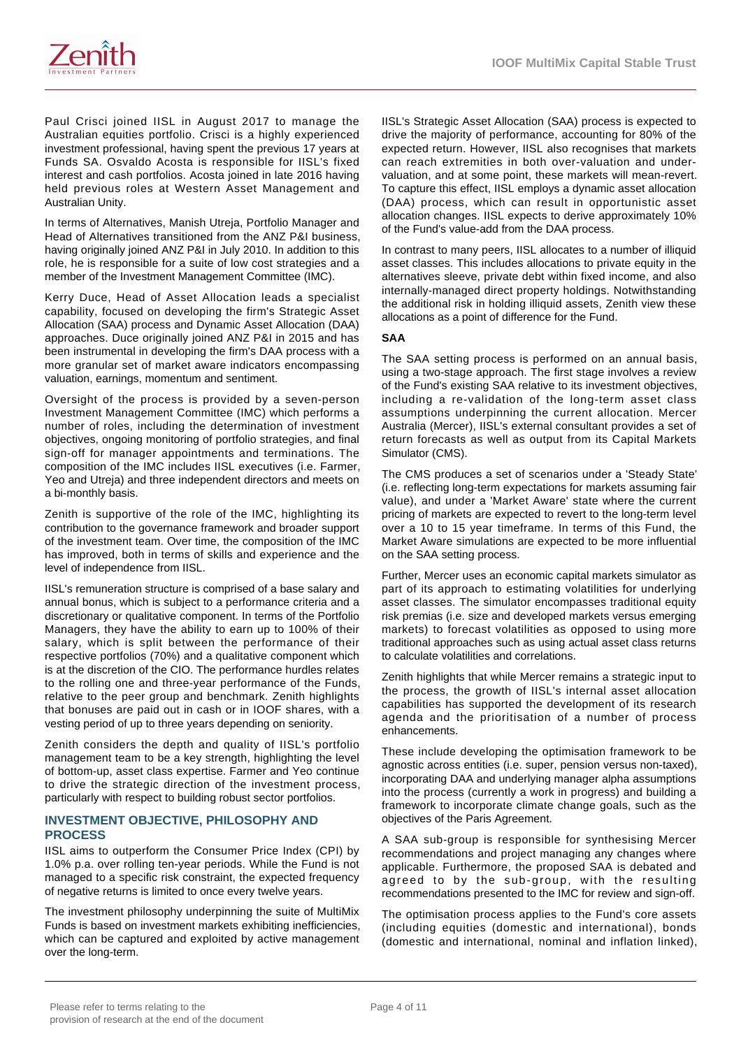Paul Crisci joined IISL in August 2017 to manage the Australian equities portfolio. Crisci is a highly experienced investment professional, having spent the previous 17 years at Funds SA. Osvaldo Acosta is responsible for IISL's fixed interest and cash portfolios. Acosta joined in late 2016 having held previous roles at Western Asset Management and Australian Unity.

In terms of Alternatives, Manish Utreja, Portfolio Manager and Head of Alternatives transitioned from the ANZ P&I business, having originally joined ANZ P&I in July 2010. In addition to this role, he is responsible for a suite of low cost strategies and a member of the Investment Management Committee (IMC).

Kerry Duce, Head of Asset Allocation leads a specialist capability, focused on developing the firm's Strategic Asset Allocation (SAA) process and Dynamic Asset Allocation (DAA) approaches. Duce originally joined ANZ P&I in 2015 and has been instrumental in developing the firm's DAA process with a more granular set of market aware indicators encompassing valuation, earnings, momentum and sentiment.

Oversight of the process is provided by a seven-person Investment Management Committee (IMC) which performs a number of roles, including the determination of investment objectives, ongoing monitoring of portfolio strategies, and final sign-off for manager appointments and terminations. The composition of the IMC includes IISL executives (i.e. Farmer, Yeo and Utreja) and three independent directors and meets on a bi-monthly basis.

Zenith is supportive of the role of the IMC, highlighting its contribution to the governance framework and broader support of the investment team. Over time, the composition of the IMC has improved, both in terms of skills and experience and the level of independence from IISL.

IISL's remuneration structure is comprised of a base salary and annual bonus, which is subject to a performance criteria and a discretionary or qualitative component. In terms of the Portfolio Managers, they have the ability to earn up to 100% of their salary, which is split between the performance of their respective portfolios (70%) and a qualitative component which is at the discretion of the CIO. The performance hurdles relates to the rolling one and three-year performance of the Funds, relative to the peer group and benchmark. Zenith highlights that bonuses are paid out in cash or in IOOF shares, with a vesting period of up to three years depending on seniority.

Zenith considers the depth and quality of IISL's portfolio management team to be a key strength, highlighting the level of bottom-up, asset class expertise. Farmer and Yeo continue to drive the strategic direction of the investment process, particularly with respect to building robust sector portfolios.

## INVESTMENT OBJECTIVE, PHILOSOPHY AND PROCESS

IISL aims to outperform the Consumer Price Index (CPI) by 1.0% p.a. over rolling ten-year periods. While the Fund is not managed to a specific risk constraint, the expected frequency of negative returns is limited to once every twelve years.

The investment philosophy underpinning the suite of MultiMix Funds is based on investment markets exhibiting inefficiencies, which can be captured and exploited by active management over the long-term.

IISL's Strategic Asset Allocation (SAA) process is expected to drive the majority of performance, accounting for 80% of the expected return. However, IISL also recognises that markets can reach extremities in both over-valuation and under-valuation, and at some point, these markets will mean-revert. To capture this effect, IISL employs a dynamic asset allocation (DAA) process, which can result in opportunistic asset allocation changes. IISL expects to derive approximately 10% of the Fund's value-add from the DAA process.

In contrast to many peers, IISL allocates to a number of illiquid asset classes. This includes allocations to private equity in the alternatives sleeve, private debt within fixed income, and also internally-managed direct property holdings. Notwithstanding the additional risk in holding illiquid assets, Zenith view these allocations as a point of difference for the Fund.

**SAA**

The SAA setting process is performed on an annual basis, using a two-stage approach. The first stage involves a review of the Fund's existing SAA relative to its investment objectives, including a re-validation of the long-term asset class assumptions underpinning the current allocation. Mercer Australia (Mercer), IISL's external consultant provides a set of return forecasts as well as output from its Capital Markets Simulator (CMS).

The CMS produces a set of scenarios under a 'Steady State' (i.e. reflecting long-term expectations for markets assuming fair value), and under a 'Market Aware' state where the current pricing of markets are expected to revert to the long-term level over a 10 to 15 year timeframe. In terms of this Fund, the Market Aware simulations are expected to be more influential on the SAA setting process.

Further, Mercer uses an economic capital markets simulator as part of its approach to estimating volatilities for underlying asset classes. The simulator encompasses traditional equity risk premias (i.e. size and developed markets versus emerging markets) to forecast volatilities as opposed to using more traditional approaches such as using actual asset class returns to calculate volatilities and correlations.

Zenith highlights that while Mercer remains a strategic input to the process, the growth of IISL's internal asset allocation capabilities has supported the development of its research agenda and the prioritisation of a number of process enhancements.

These include developing the optimisation framework to be agnostic across entities (i.e. super, pension versus non-taxed), incorporating DAA and underlying manager alpha assumptions into the process (currently a work in progress) and building a framework to incorporate climate change goals, such as the objectives of the Paris Agreement.

A SAA sub-group is responsible for synthesising Mercer recommendations and project managing any changes where applicable. Furthermore, the proposed SAA is debated and agreed to by the sub-group, with the resulting recommendations presented to the IMC for review and sign-off.

The optimisation process applies to the Fund's core assets (including equities (domestic and international), bonds (domestic and international, nominal and inflation linked),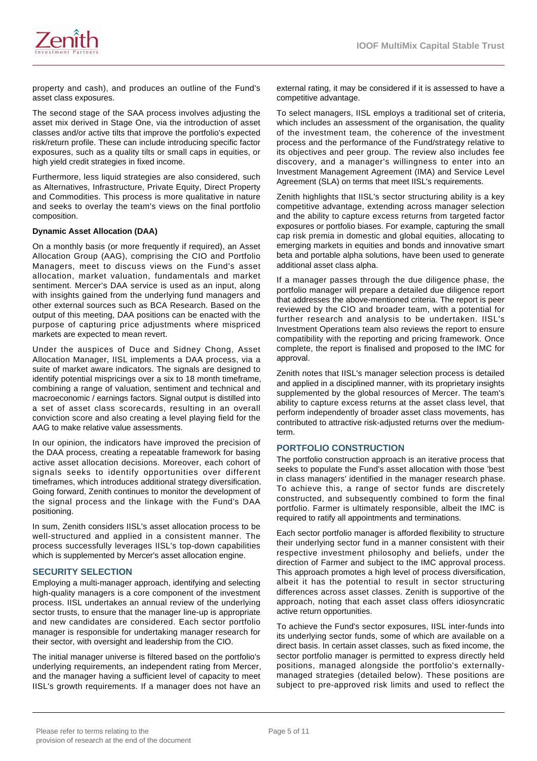property and cash), and produces an outline of the Fund's asset class exposures.

The second stage of the SAA process involves adjusting the asset mix derived in Stage One, via the introduction of asset classes and/or active tilts that improve the portfolio's expected risk/return profile. These can include introducing specific factor exposures, such as a quality tilts or small caps in equities, or high yield credit strategies in fixed income.

Furthermore, less liquid strategies are also considered, such as Alternatives, Infrastructure, Private Equity, Direct Property and Commodities. This process is more qualitative in nature and seeks to overlay the team's views on the final portfolio composition.

**Dynamic Asset Allocation (DAA)**

On a monthly basis (or more frequently if required), an Asset Allocation Group (AAG), comprising the CIO and Portfolio Managers, meet to discuss views on the Fund's asset allocation, market valuation, fundamentals and market sentiment. Mercer's DAA service is used as an input, along with insights gained from the underlying fund managers and other external sources such as BCA Research. Based on the output of this meeting, DAA positions can be enacted with the purpose of capturing price adjustments where mispriced markets are expected to mean revert.

Under the auspices of Duce and Sidney Chong, Asset Allocation Manager, IISL implements a DAA process, via a suite of market aware indicators. The signals are designed to identify potential mispricings over a six to 18 month timeframe, combining a range of valuation, sentiment and technical and macroeconomic / earnings factors. Signal output is distilled into a set of asset class scorecards, resulting in an overall conviction score and also creating a level playing field for the AAG to make relative value assessments.

In our opinion, the indicators have improved the precision of the DAA process, creating a repeatable framework for basing active asset allocation decisions. Moreover, each cohort of signals seeks to identify opportunities over different timeframes, which introduces additional strategy diversification. Going forward, Zenith continues to monitor the development of the signal process and the linkage with the Fund's DAA positioning.

In sum, Zenith considers IISL's asset allocation process to be well-structured and applied in a consistent manner. The process successfully leverages IISL's top-down capabilities which is supplemented by Mercer's asset allocation engine.

## SECURITY SELECTION

Employing a multi-manager approach, identifying and selecting high-quality managers is a core component of the investment process. IISL undertakes an annual review of the underlying sector trusts, to ensure that the manager line-up is appropriate and new candidates are considered. Each sector portfolio manager is responsible for undertaking manager research for their sector, with oversight and leadership from the CIO.

The initial manager universe is filtered based on the portfolio's underlying requirements, an independent rating from Mercer, and the manager having a sufficient level of capacity to meet IISL's growth requirements. If a manager does not have an external rating, it may be considered if it is assessed to have a competitive advantage.

To select managers, IISL employs a traditional set of criteria, which includes an assessment of the organisation, the quality of the investment team, the coherence of the investment process and the performance of the Fund/strategy relative to its objectives and peer group. The review also includes fee discovery, and a manager's willingness to enter into an Investment Management Agreement (IMA) and Service Level Agreement (SLA) on terms that meet IISL's requirements.

Zenith highlights that IISL's sector structuring ability is a key competitive advantage, extending across manager selection and the ability to capture excess returns from targeted factor exposures or portfolio biases. For example, capturing the small cap risk premia in domestic and global equities, allocating to emerging markets in equities and bonds and innovative smart beta and portable alpha solutions, have been used to generate additional asset class alpha.

If a manager passes through the due diligence phase, the portfolio manager will prepare a detailed due diligence report that addresses the above-mentioned criteria. The report is peer reviewed by the CIO and broader team, with a potential for further research and analysis to be undertaken. IISL's Investment Operations team also reviews the report to ensure compatibility with the reporting and pricing framework. Once complete, the report is finalised and proposed to the IMC for approval.

Zenith notes that IISL's manager selection process is detailed and applied in a disciplined manner, with its proprietary insights supplemented by the global resources of Mercer. The team's ability to capture excess returns at the asset class level, that perform independently of broader asset class movements, has contributed to attractive risk-adjusted returns over the medium-term.

## PORTFOLIO CONSTRUCTION

The portfolio construction approach is an iterative process that seeks to populate the Fund's asset allocation with those 'best in class managers' identified in the manager research phase. To achieve this, a range of sector funds are discretely constructed, and subsequently combined to form the final portfolio. Farmer is ultimately responsible, albeit the IMC is required to ratify all appointments and terminations.

Each sector portfolio manager is afforded flexibility to structure their underlying sector fund in a manner consistent with their respective investment philosophy and beliefs, under the direction of Farmer and subject to the IMC approval process. This approach promotes a high level of process diversification, albeit it has the potential to result in sector structuring differences across asset classes. Zenith is supportive of the approach, noting that each asset class offers idiosyncratic active return opportunities.

To achieve the Fund's sector exposures, IISL inter-funds into its underlying sector funds, some of which are available on a direct basis. In certain asset classes, such as fixed income, the sector portfolio manager is permitted to express directly held positions, managed alongside the portfolio's externally-managed strategies (detailed below). These positions are subject to pre-approved risk limits and used to reflect the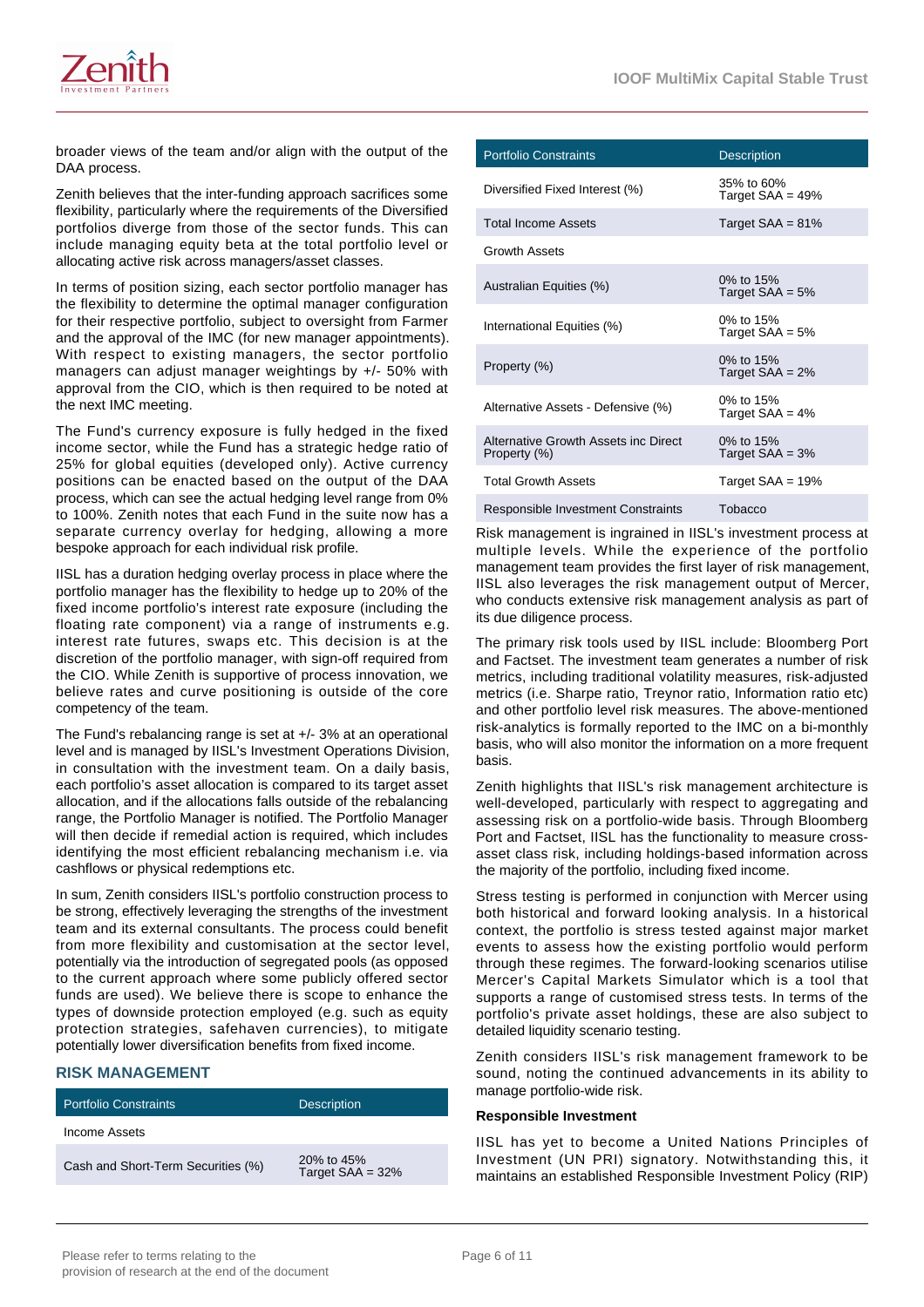broader views of the team and/or align with the output of the DAA process.

Zenith believes that the inter-funding approach sacrifices some flexibility, particularly where the requirements of the Diversified portfolios diverge from those of the sector funds. This can include managing equity beta at the total portfolio level or allocating active risk across managers/asset classes.

In terms of position sizing, each sector portfolio manager has the flexibility to determine the optimal manager configuration for their respective portfolio, subject to oversight from Farmer and the approval of the IMC (for new manager appointments). With respect to existing managers, the sector portfolio managers can adjust manager weightings by +/- 50% with approval from the CIO, which is then required to be noted at the next IMC meeting.

The Fund's currency exposure is fully hedged in the fixed income sector, while the Fund has a strategic hedge ratio of 25% for global equities (developed only). Active currency positions can be enacted based on the output of the DAA process, which can see the actual hedging level range from 0% to 100%. Zenith notes that each Fund in the suite now has a separate currency overlay for hedging, allowing a more bespoke approach for each individual risk profile.

IISL has a duration hedging overlay process in place where the portfolio manager has the flexibility to hedge up to 20% of the fixed income portfolio's interest rate exposure (including the floating rate component) via a range of instruments e.g. interest rate futures, swaps etc. This decision is at the discretion of the portfolio manager, with sign-off required from the CIO. While Zenith is supportive of process innovation, we believe rates and curve positioning is outside of the core competency of the team.

The Fund's rebalancing range is set at +/- 3% at an operational level and is managed by IISL's Investment Operations Division, in consultation with the investment team. On a daily basis, each portfolio's asset allocation is compared to its target asset allocation, and if the allocations falls outside of the rebalancing range, the Portfolio Manager is notified. The Portfolio Manager will then decide if remedial action is required, which includes identifying the most efficient rebalancing mechanism i.e. via cashflows or physical redemptions etc.

In sum, Zenith considers IISL's portfolio construction process to be strong, effectively leveraging the strengths of the investment team and its external consultants. The process could benefit from more flexibility and customisation at the sector level, potentially via the introduction of segregated pools (as opposed to the current approach where some publicly offered sector funds are used). We believe there is scope to enhance the types of downside protection employed (e.g. such as equity protection strategies, safehaven currencies), to mitigate potentially lower diversification benefits from fixed income.

## RISK MANAGEMENT

| Portfolio Constraints | Description |
|---|---|
| Income Assets | |
| Cash and Short-Term Securities (%) | 20% to 45% Target SAA = 32% |
| Diversified Fixed Interest (%) | 35% to 60% Target SAA = 49% |
| Total Income Assets | Target SAA = 81% |
| Growth Assets | |
| Australian Equities (%) | 0% to 15% Target SAA = 5% |
| International Equities (%) | 0% to 15% Target SAA = 5% |
| Property (%) | 0% to 15% Target SAA = 2% |
| Alternative Assets - Defensive (%) | 0% to 15% Target SAA = 4% |
| Alternative Growth Assets inc Direct Property (%) | 0% to 15% Target SAA = 3% |
| Total Growth Assets | Target SAA = 19% |
| Responsible Investment Constraints | Tobacco |

Risk management is ingrained in IISL's investment process at multiple levels. While the experience of the portfolio management team provides the first layer of risk management, IISL also leverages the risk management output of Mercer, who conducts extensive risk management analysis as part of its due diligence process.

The primary risk tools used by IISL include: Bloomberg Port and Factset. The investment team generates a number of risk metrics, including traditional volatility measures, risk-adjusted metrics (i.e. Sharpe ratio, Treynor ratio, Information ratio etc) and other portfolio level risk measures. The above-mentioned risk-analytics is formally reported to the IMC on a bi-monthly basis, who will also monitor the information on a more frequent basis.

Zenith highlights that IISL's risk management architecture is well-developed, particularly with respect to aggregating and assessing risk on a portfolio-wide basis. Through Bloomberg Port and Factset, IISL has the functionality to measure cross-asset class risk, including holdings-based information across the majority of the portfolio, including fixed income.

Stress testing is performed in conjunction with Mercer using both historical and forward looking analysis. In a historical context, the portfolio is stress tested against major market events to assess how the existing portfolio would perform through these regimes. The forward-looking scenarios utilise Mercer's Capital Markets Simulator which is a tool that supports a range of customised stress tests. In terms of the portfolio's private asset holdings, these are also subject to detailed liquidity scenario testing.

Zenith considers IISL's risk management framework to be sound, noting the continued advancements in its ability to manage portfolio-wide risk.

**Responsible Investment**

IISL has yet to become a United Nations Principles of Investment (UN PRI) signatory. Notwithstanding this, it maintains an established Responsible Investment Policy (RIP)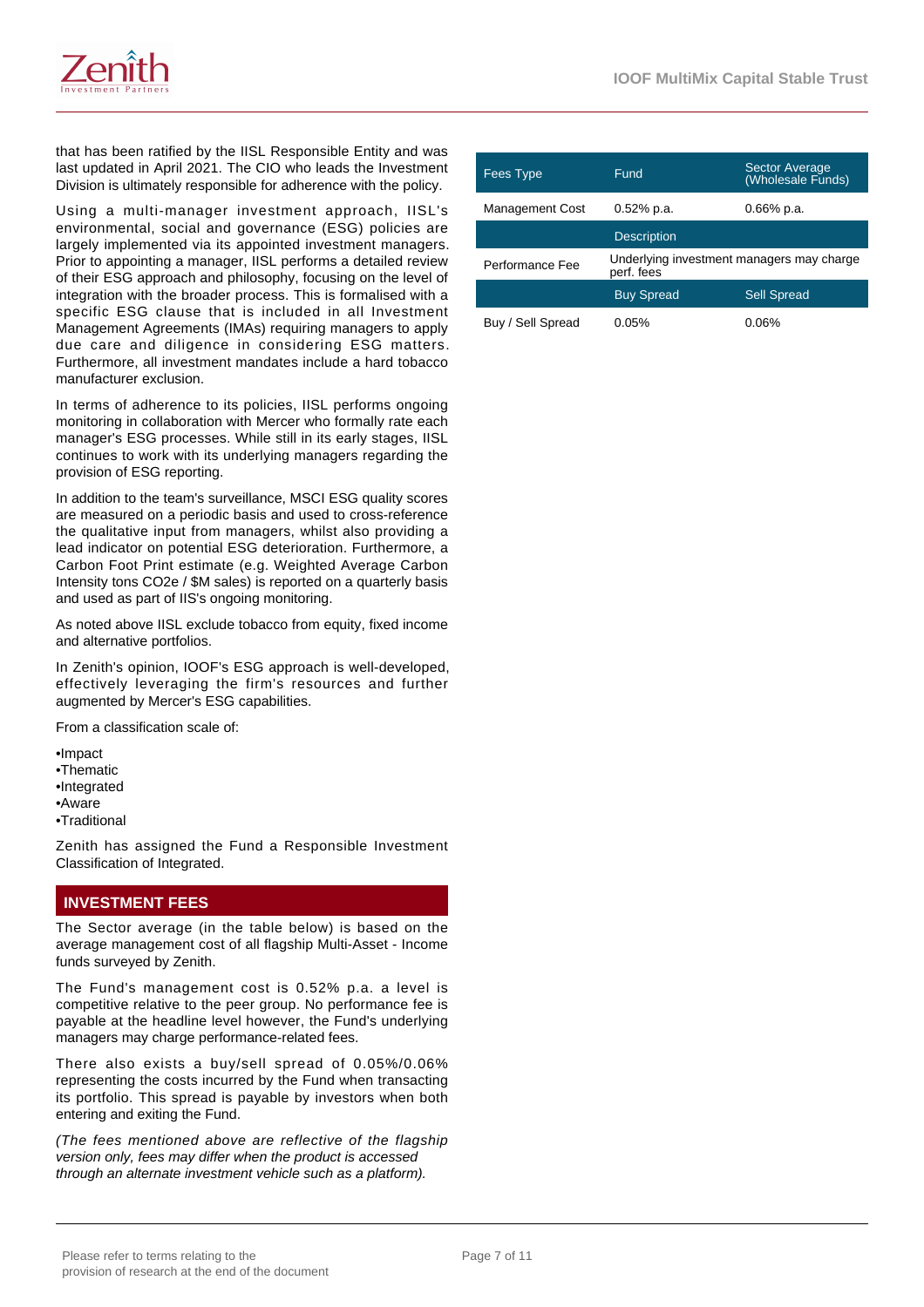that has been ratified by the IISL Responsible Entity and was last updated in April 2021. The CIO who leads the Investment Division is ultimately responsible for adherence with the policy.

Using a multi-manager investment approach, IISL's environmental, social and governance (ESG) policies are largely implemented via its appointed investment managers. Prior to appointing a manager, IISL performs a detailed review of their ESG approach and philosophy, focusing on the level of integration with the broader process. This is formalised with a specific ESG clause that is included in all Investment Management Agreements (IMAs) requiring managers to apply due care and diligence in considering ESG matters. Furthermore, all investment mandates include a hard tobacco manufacturer exclusion.

In terms of adherence to its policies, IISL performs ongoing monitoring in collaboration with Mercer who formally rate each manager's ESG processes. While still in its early stages, IISL continues to work with its underlying managers regarding the provision of ESG reporting.

In addition to the team's surveillance, MSCI ESG quality scores are measured on a periodic basis and used to cross-reference the qualitative input from managers, whilst also providing a lead indicator on potential ESG deterioration. Furthermore, a Carbon Foot Print estimate (e.g. Weighted Average Carbon Intensity tons CO2e / $M sales) is reported on a quarterly basis and used as part of IIS's ongoing monitoring.

As noted above IISL exclude tobacco from equity, fixed income and alternative portfolios.

In Zenith's opinion, IOOF's ESG approach is well-developed, effectively leveraging the firm's resources and further augmented by Mercer's ESG capabilities.

From a classification scale of:

- Impact
- Thematic
- Integrated
- Aware
- Traditional

Zenith has assigned the Fund a Responsible Investment Classification of Integrated.

## INVESTMENT FEES

The Sector average (in the table below) is based on the average management cost of all flagship Multi-Asset - Income funds surveyed by Zenith.

The Fund's management cost is 0.52% p.a. a level is competitive relative to the peer group. No performance fee is payable at the headline level however, the Fund's underlying managers may charge performance-related fees.

There also exists a buy/sell spread of 0.05%/0.06% representing the costs incurred by the Fund when transacting its portfolio. This spread is payable by investors when both entering and exiting the Fund.

*(The fees mentioned above are reflective of the flagship version only, fees may differ when the product is accessed through an alternate investment vehicle such as a platform).*

| Fees Type | Fund | Sector Average (Wholesale Funds) |
|---|---|---|
| Management Cost | 0.52% p.a. | 0.66% p.a. |
| | Description | |
| Performance Fee | Underlying investment managers may charge perf. fees | |
| | Buy Spread | Sell Spread |
| Buy / Sell Spread | 0.05% | 0.06% |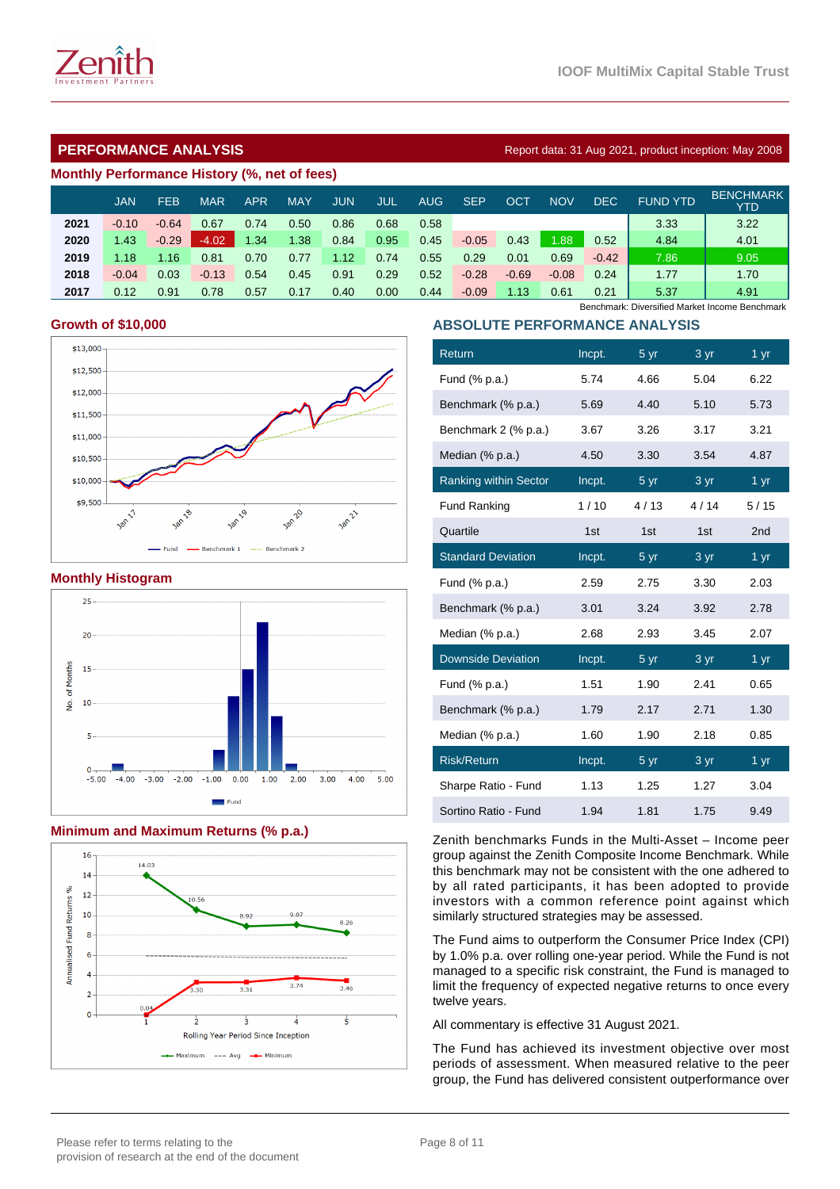## PERFORMANCE ANALYSIS

Report data: 31 Aug 2021, product inception: May 2008

### Monthly Performance History (%, net of fees)

| | JAN | FEB | MAR | APR | MAY | JUN | JUL | AUG | SEP | OCT | NOV | DEC | FUND YTD | BENCHMARK YTD |
|---|---|---|---|---|---|---|---|---|---|---|---|---|---|---|
| 2021 | -0.10 | -0.64 | 0.67 | 0.74 | 0.50 | 0.86 | 0.68 | 0.58 | | | | | 3.33 | 3.22 |
| 2020 | 1.43 | -0.29 | -4.02 | 1.34 | 1.38 | 0.84 | 0.95 | 0.45 | -0.05 | 0.43 | 1.88 | 0.52 | 4.84 | 4.01 |
| 2019 | 1.18 | 1.16 | 0.81 | 0.70 | 0.77 | 1.12 | 0.74 | 0.55 | 0.29 | 0.01 | 0.69 | -0.42 | 7.86 | 9.05 |
| 2018 | -0.04 | 0.03 | -0.13 | 0.54 | 0.45 | 0.91 | 0.29 | 0.52 | -0.28 | -0.69 | -0.08 | 0.24 | 1.77 | 1.70 |
| 2017 | 0.12 | 0.91 | 0.78 | 0.57 | 0.17 | 0.40 | 0.00 | 0.44 | -0.09 | 1.13 | 0.61 | 0.21 | 5.37 | 4.91 |

Benchmark: Diversified Market Income Benchmark

### Growth of $10,000

### Monthly Histogram

### Minimum and Maximum Returns (% p.a.)

### ABSOLUTE PERFORMANCE ANALYSIS

| Return | Incpt. | 5 yr | 3 yr | 1 yr |
|---|---|---|---|---|
| Fund (% p.a.) | 5.74 | 4.66 | 5.04 | 6.22 |
| Benchmark (% p.a.) | 5.69 | 4.40 | 5.10 | 5.73 |
| Benchmark 2 (% p.a.) | 3.67 | 3.26 | 3.17 | 3.21 |
| Median (% p.a.) | 4.50 | 3.30 | 3.54 | 4.87 |
| **Ranking within Sector** | **Incpt.** | **5 yr** | **3 yr** | **1 yr** |
| Fund Ranking | 1 / 10 | 4 / 13 | 4 / 14 | 5 / 15 |
| Quartile | 1st | 1st | 1st | 2nd |
| **Standard Deviation** | **Incpt.** | **5 yr** | **3 yr** | **1 yr** |
| Fund (% p.a.) | 2.59 | 2.75 | 3.30 | 2.03 |
| Benchmark (% p.a.) | 3.01 | 3.24 | 3.92 | 2.78 |
| Median (% p.a.) | 2.68 | 2.93 | 3.45 | 2.07 |
| **Downside Deviation** | **Incpt.** | **5 yr** | **3 yr** | **1 yr** |
| Fund (% p.a.) | 1.51 | 1.90 | 2.41 | 0.65 |
| Benchmark (% p.a.) | 1.79 | 2.17 | 2.71 | 1.30 |
| Median (% p.a.) | 1.60 | 1.90 | 2.18 | 0.85 |
| **Risk/Return** | **Incpt.** | **5 yr** | **3 yr** | **1 yr** |
| Sharpe Ratio - Fund | 1.13 | 1.25 | 1.27 | 3.04 |
| Sortino Ratio - Fund | 1.94 | 1.81 | 1.75 | 9.49 |

Zenith benchmarks Funds in the Multi-Asset – Income peer group against the Zenith Composite Income Benchmark. While this benchmark may not be consistent with the one adhered to by all rated participants, it has been adopted to provide investors with a common reference point against which similarly structured strategies may be assessed.

The Fund aims to outperform the Consumer Price Index (CPI) by 1.0% p.a. over rolling one-year period. While the Fund is not managed to a specific risk constraint, the Fund is managed to limit the frequency of expected negative returns to once every twelve years.

All commentary is effective 31 August 2021.

The Fund has achieved its investment objective over most periods of assessment. When measured relative to the peer group, the Fund has delivered consistent outperformance over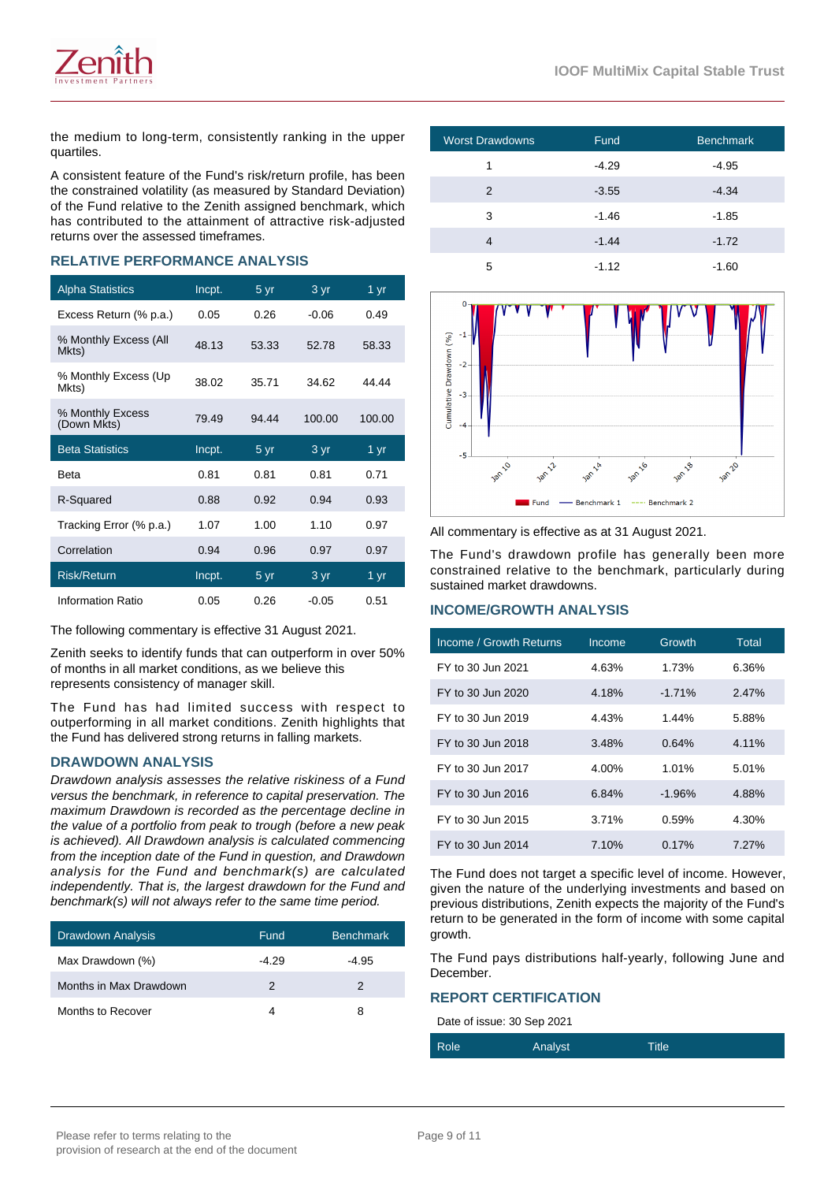the medium to long-term, consistently ranking in the upper quartiles.

A consistent feature of the Fund's risk/return profile, has been the constrained volatility (as measured by Standard Deviation) of the Fund relative to the Zenith assigned benchmark, which has contributed to the attainment of attractive risk-adjusted returns over the assessed timeframes.

## RELATIVE PERFORMANCE ANALYSIS

| Alpha Statistics | Incpt. | 5 yr | 3 yr | 1 yr |
|---|---|---|---|---|
| Excess Return (% p.a.) | 0.05 | 0.26 | -0.06 | 0.49 |
| % Monthly Excess (All Mkts) | 48.13 | 53.33 | 52.78 | 58.33 |
| % Monthly Excess (Up Mkts) | 38.02 | 35.71 | 34.62 | 44.44 |
| % Monthly Excess (Down Mkts) | 79.49 | 94.44 | 100.00 | 100.00 |
| **Beta Statistics** | **Incpt.** | **5 yr** | **3 yr** | **1 yr** |
| Beta | 0.81 | 0.81 | 0.81 | 0.71 |
| R-Squared | 0.88 | 0.92 | 0.94 | 0.93 |
| Tracking Error (% p.a.) | 1.07 | 1.00 | 1.10 | 0.97 |
| Correlation | 0.94 | 0.96 | 0.97 | 0.97 |
| **Risk/Return** | **Incpt.** | **5 yr** | **3 yr** | **1 yr** |
| Information Ratio | 0.05 | 0.26 | -0.05 | 0.51 |

The following commentary is effective 31 August 2021.

Zenith seeks to identify funds that can outperform in over 50% of months in all market conditions, as we believe this represents consistency of manager skill.

The Fund has had limited success with respect to outperforming in all market conditions. Zenith highlights that the Fund has delivered strong returns in falling markets.

## DRAWDOWN ANALYSIS

*Drawdown analysis assesses the relative riskiness of a Fund versus the benchmark, in reference to capital preservation. The maximum Drawdown is recorded as the percentage decline in the value of a portfolio from peak to trough (before a new peak is achieved). All Drawdown analysis is calculated commencing from the inception date of the Fund in question, and Drawdown analysis for the Fund and benchmark(s) are calculated independently. That is, the largest drawdown for the Fund and benchmark(s) will not always refer to the same time period.*

| Drawdown Analysis | Fund | Benchmark |
|---|---|---|
| Max Drawdown (%) | -4.29 | -4.95 |
| Months in Max Drawdown | 2 | 2 |
| Months to Recover | 4 | 8 |

| Worst Drawdowns | Fund | Benchmark |
|---|---|---|
| 1 | -4.29 | -4.95 |
| 2 | -3.55 | -4.34 |
| 3 | -1.46 | -1.85 |
| 4 | -1.44 | -1.72 |
| 5 | -1.12 | -1.60 |

All commentary is effective as at 31 August 2021.

The Fund's drawdown profile has generally been more constrained relative to the benchmark, particularly during sustained market drawdowns.

## INCOME/GROWTH ANALYSIS

| Income / Growth Returns | Income | Growth | Total |
|---|---|---|---|
| FY to 30 Jun 2021 | 4.63% | 1.73% | 6.36% |
| FY to 30 Jun 2020 | 4.18% | -1.71% | 2.47% |
| FY to 30 Jun 2019 | 4.43% | 1.44% | 5.88% |
| FY to 30 Jun 2018 | 3.48% | 0.64% | 4.11% |
| FY to 30 Jun 2017 | 4.00% | 1.01% | 5.01% |
| FY to 30 Jun 2016 | 6.84% | -1.96% | 4.88% |
| FY to 30 Jun 2015 | 3.71% | 0.59% | 4.30% |
| FY to 30 Jun 2014 | 7.10% | 0.17% | 7.27% |

The Fund does not target a specific level of income. However, given the nature of the underlying investments and based on previous distributions, Zenith expects the majority of the Fund's return to be generated in the form of income with some capital growth.

The Fund pays distributions half-yearly, following June and December.

## REPORT CERTIFICATION

Date of issue: 30 Sep 2021

| Role | Analyst | Title |
|---|---|---|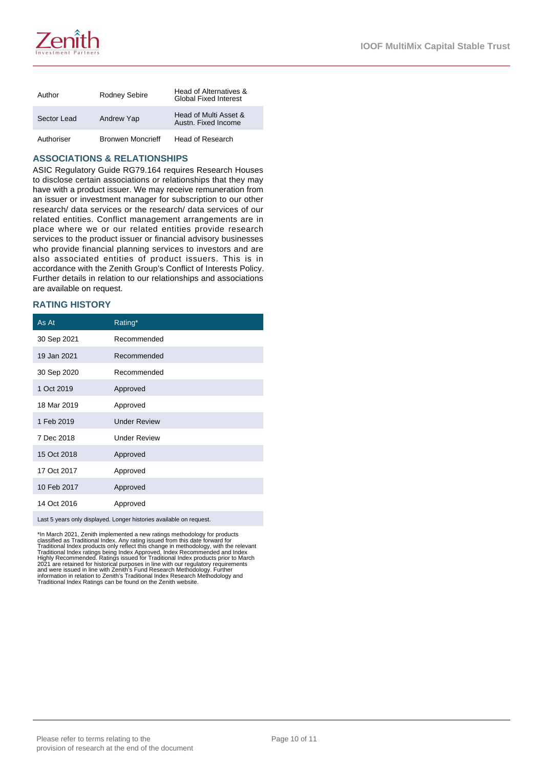| Author | Rodney Sebire | Head of Alternatives & Global Fixed Interest |
|---|---|---|
| Sector Lead | Andrew Yap | Head of Multi Asset & Austn. Fixed Income |
| Authoriser | Bronwen Moncrieff | Head of Research |

## ASSOCIATIONS & RELATIONSHIPS

ASIC Regulatory Guide RG79.164 requires Research Houses to disclose certain associations or relationships that they may have with a product issuer. We may receive remuneration from an issuer or investment manager for subscription to our other research/ data services or the research/ data services of our related entities. Conflict management arrangements are in place where we or our related entities provide research services to the product issuer or financial advisory businesses who provide financial planning services to investors and are also associated entities of product issuers. This is in accordance with the Zenith Group's Conflict of Interests Policy. Further details in relation to our relationships and associations are available on request.

## RATING HISTORY

| As At | Rating* |
|---|---|
| 30 Sep 2021 | Recommended |
| 19 Jan 2021 | Recommended |
| 30 Sep 2020 | Recommended |
| 1 Oct 2019 | Approved |
| 18 Mar 2019 | Approved |
| 1 Feb 2019 | Under Review |
| 7 Dec 2018 | Under Review |
| 15 Oct 2018 | Approved |
| 17 Oct 2017 | Approved |
| 10 Feb 2017 | Approved |
| 14 Oct 2016 | Approved |

Last 5 years only displayed. Longer histories available on request.

*In March 2021, Zenith implemented a new ratings methodology for products classified as Traditional Index. Any rating issued from this date forward for Traditional Index products only reflect this change in methodology, with the relevant Traditional Index ratings being Index Approved, Index Recommended and Index Highly Recommended. Ratings issued for Traditional Index products prior to March 2021 are retained for historical purposes in line with our regulatory requirements and were issued in line with Zenith's Fund Research Methodology. Further information in relation to Zenith's Traditional Index Research Methodology and Traditional Index Ratings can be found on the Zenith website.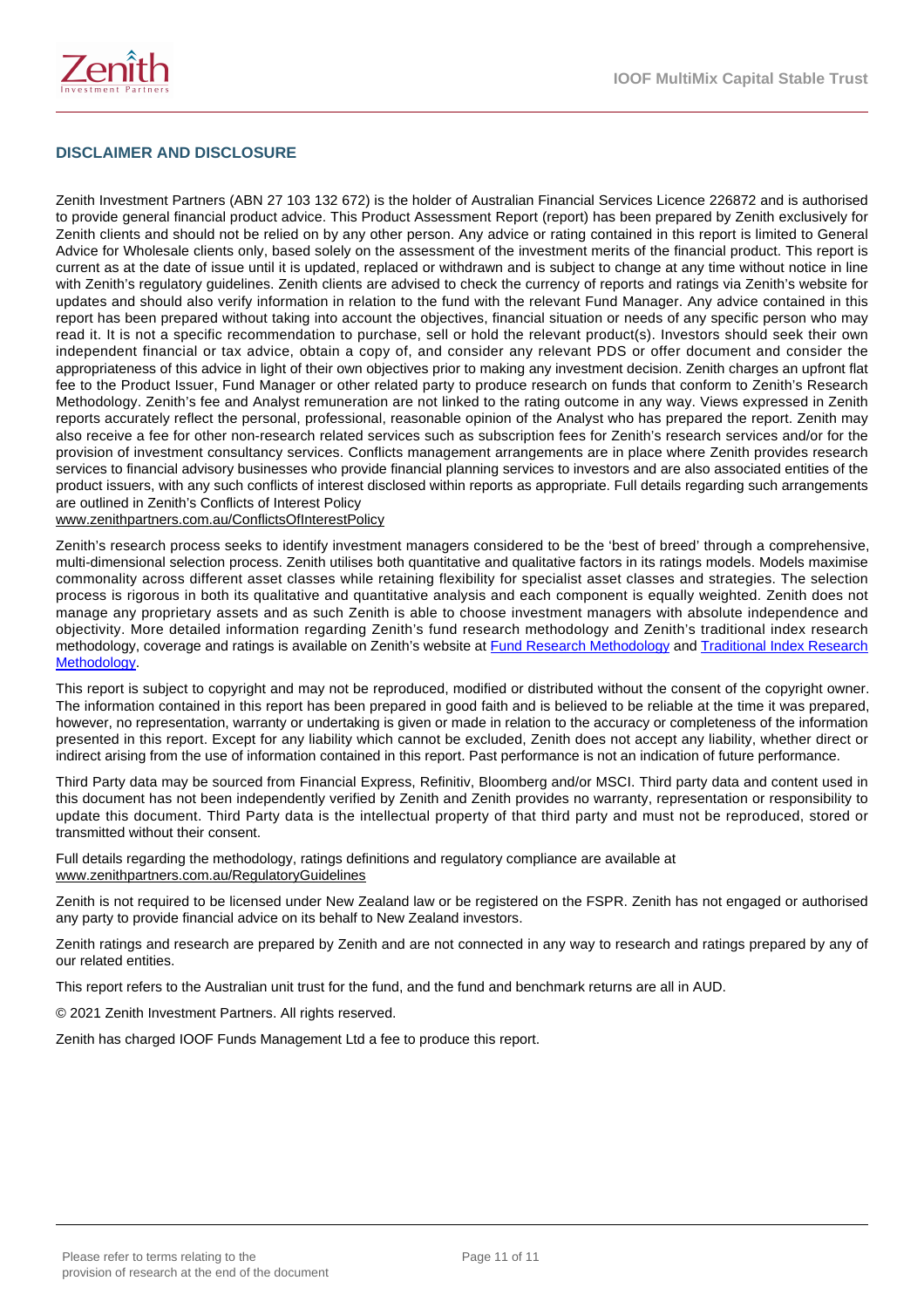## DISCLAIMER AND DISCLOSURE

Zenith Investment Partners (ABN 27 103 132 672) is the holder of Australian Financial Services Licence 226872 and is authorised to provide general financial product advice. This Product Assessment Report (report) has been prepared by Zenith exclusively for Zenith clients and should not be relied on by any other person. Any advice or rating contained in this report is limited to General Advice for Wholesale clients only, based solely on the assessment of the investment merits of the financial product. This report is current as at the date of issue until it is updated, replaced or withdrawn and is subject to change at any time without notice in line with Zenith's regulatory guidelines. Zenith clients are advised to check the currency of reports and ratings via Zenith's website for updates and should also verify information in relation to the fund with the relevant Fund Manager. Any advice contained in this report has been prepared without taking into account the objectives, financial situation or needs of any specific person who may read it. It is not a specific recommendation to purchase, sell or hold the relevant product(s). Investors should seek their own independent financial or tax advice, obtain a copy of, and consider any relevant PDS or offer document and consider the appropriateness of this advice in light of their own objectives prior to making any investment decision. Zenith charges an upfront flat fee to the Product Issuer, Fund Manager or other related party to produce research on funds that conform to Zenith's Research Methodology. Zenith's fee and Analyst remuneration are not linked to the rating outcome in any way. Views expressed in Zenith reports accurately reflect the personal, professional, reasonable opinion of the Analyst who has prepared the report. Zenith may also receive a fee for other non-research related services such as subscription fees for Zenith's research services and/or for the provision of investment consultancy services. Conflicts management arrangements are in place where Zenith provides research services to financial advisory businesses who provide financial planning services to investors and are also associated entities of the product issuers, with any such conflicts of interest disclosed within reports as appropriate. Full details regarding such arrangements are outlined in Zenith's Conflicts of Interest Policy
www.zenithpartners.com.au/ConflictsOfInterestPolicy

Zenith's research process seeks to identify investment managers considered to be the 'best of breed' through a comprehensive, multi-dimensional selection process. Zenith utilises both quantitative and qualitative factors in its ratings models. Models maximise commonality across different asset classes while retaining flexibility for specialist asset classes and strategies. The selection process is rigorous in both its qualitative and quantitative analysis and each component is equally weighted. Zenith does not manage any proprietary assets and as such Zenith is able to choose investment managers with absolute independence and objectivity. More detailed information regarding Zenith's fund research methodology and Zenith's traditional index research methodology, coverage and ratings is available on Zenith's website at Fund Research Methodology and Traditional Index Research Methodology.

This report is subject to copyright and may not be reproduced, modified or distributed without the consent of the copyright owner. The information contained in this report has been prepared in good faith and is believed to be reliable at the time it was prepared, however, no representation, warranty or undertaking is given or made in relation to the accuracy or completeness of the information presented in this report. Except for any liability which cannot be excluded, Zenith does not accept any liability, whether direct or indirect arising from the use of information contained in this report. Past performance is not an indication of future performance.

Third Party data may be sourced from Financial Express, Refinitiv, Bloomberg and/or MSCI. Third party data and content used in this document has not been independently verified by Zenith and Zenith provides no warranty, representation or responsibility to update this document. Third Party data is the intellectual property of that third party and must not be reproduced, stored or transmitted without their consent.

Full details regarding the methodology, ratings definitions and regulatory compliance are available at
www.zenithpartners.com.au/RegulatoryGuidelines

Zenith is not required to be licensed under New Zealand law or be registered on the FSPR. Zenith has not engaged or authorised any party to provide financial advice on its behalf to New Zealand investors.

Zenith ratings and research are prepared by Zenith and are not connected in any way to research and ratings prepared by any of our related entities.

This report refers to the Australian unit trust for the fund, and the fund and benchmark returns are all in AUD.

© 2021 Zenith Investment Partners. All rights reserved.

Zenith has charged IOOF Funds Management Ltd a fee to produce this report.